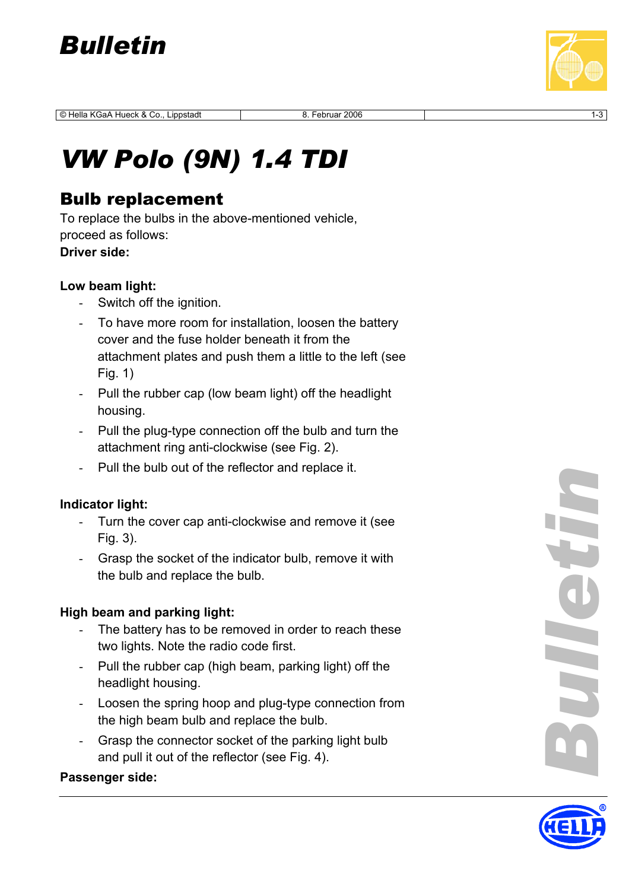# VW Polo (9N) 1.4 TDI

## Bulb replacement

To replace the bulbs in the above-mentioned vehicle, proceed as follows:

**Driver side:**

**Low beam light:**

- Switch off the ignition.
- To have more room for installation, loosen the battery cover and the fuse holder beneath it from the attachment plates and push them a little to the left (see Fig. 1)
- Pull the rubber cap (low beam light) off the headlight housing.
- Pull the plug-type connection off the bulb and turn the attachment ring anti-clockwise (see Fig. 2).
- Pull the bulb out of the reflector and replace it.

**Indicator light:**

- Turn the cover cap anti-clockwise and remove it (see Fig. 3).
- Grasp the socket of the indicator bulb, remove it with the bulb and replace the bulb.

**High beam and parking light:**

- The battery has to be removed in order to reach these two lights. Note the radio code first.
- Pull the rubber cap (high beam, parking light) off the headlight housing.
- Loosen the spring hoop and plug-type connection from the high beam bulb and replace the bulb.
- Grasp the connector socket of the parking light bulb and pull it out of the reflector (see Fig. 4).

**Passenger side:**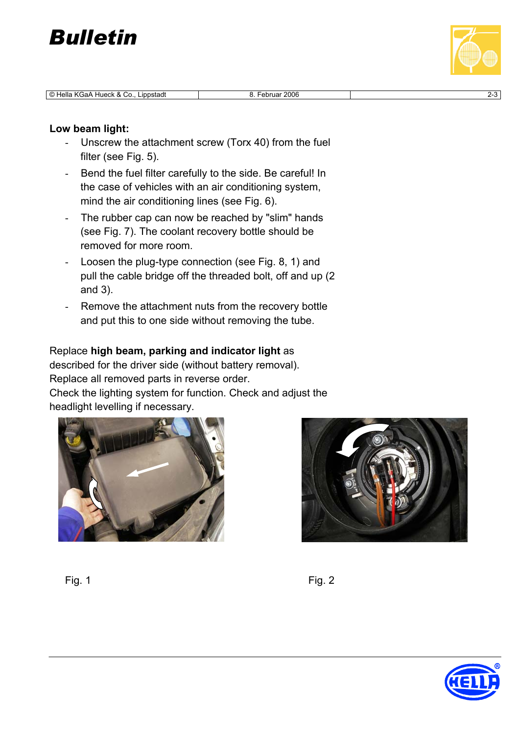**Low beam light:**

- Unscrew the attachment screw (Torx 40) from the fuel filter (see Fig. 5).
- Bend the fuel filter carefully to the side. Be careful! In the case of vehicles with an air conditioning system, mind the air conditioning lines (see Fig. 6).
- The rubber cap can now be reached by "slim" hands (see Fig. 7). The coolant recovery bottle should be removed for more room.
- Loosen the plug-type connection (see Fig. 8, 1) and pull the cable bridge off the threaded bolt, off and up (2 and 3).
- Remove the attachment nuts from the recovery bottle and put this to one side without removing the tube.

Replace **high beam, parking and indicator light** as described for the driver side (without battery removal).
Replace all removed parts in reverse order.
Check the lighting system for function. Check and adjust the headlight levelling if necessary.

Fig. 1

Fig. 2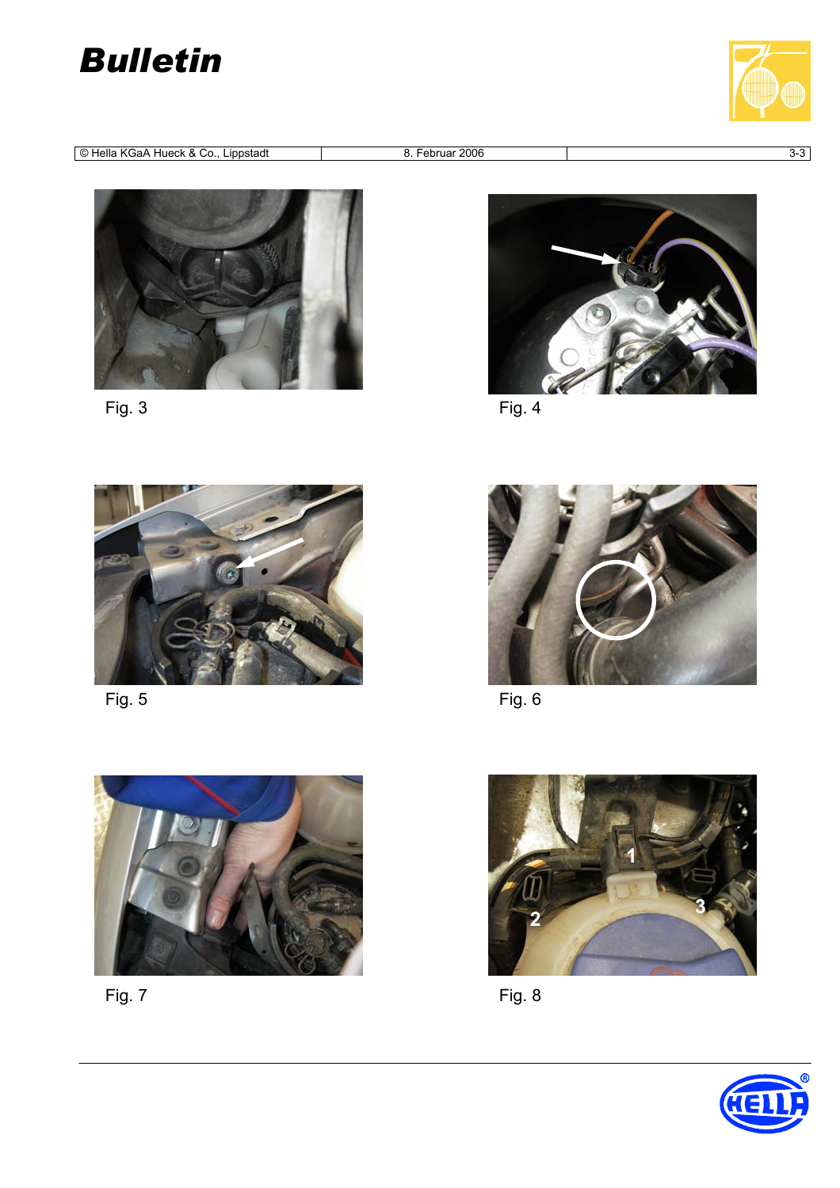Fig. 3

Fig. 4

Fig. 5

Fig. 6

Fig. 7

Fig. 8